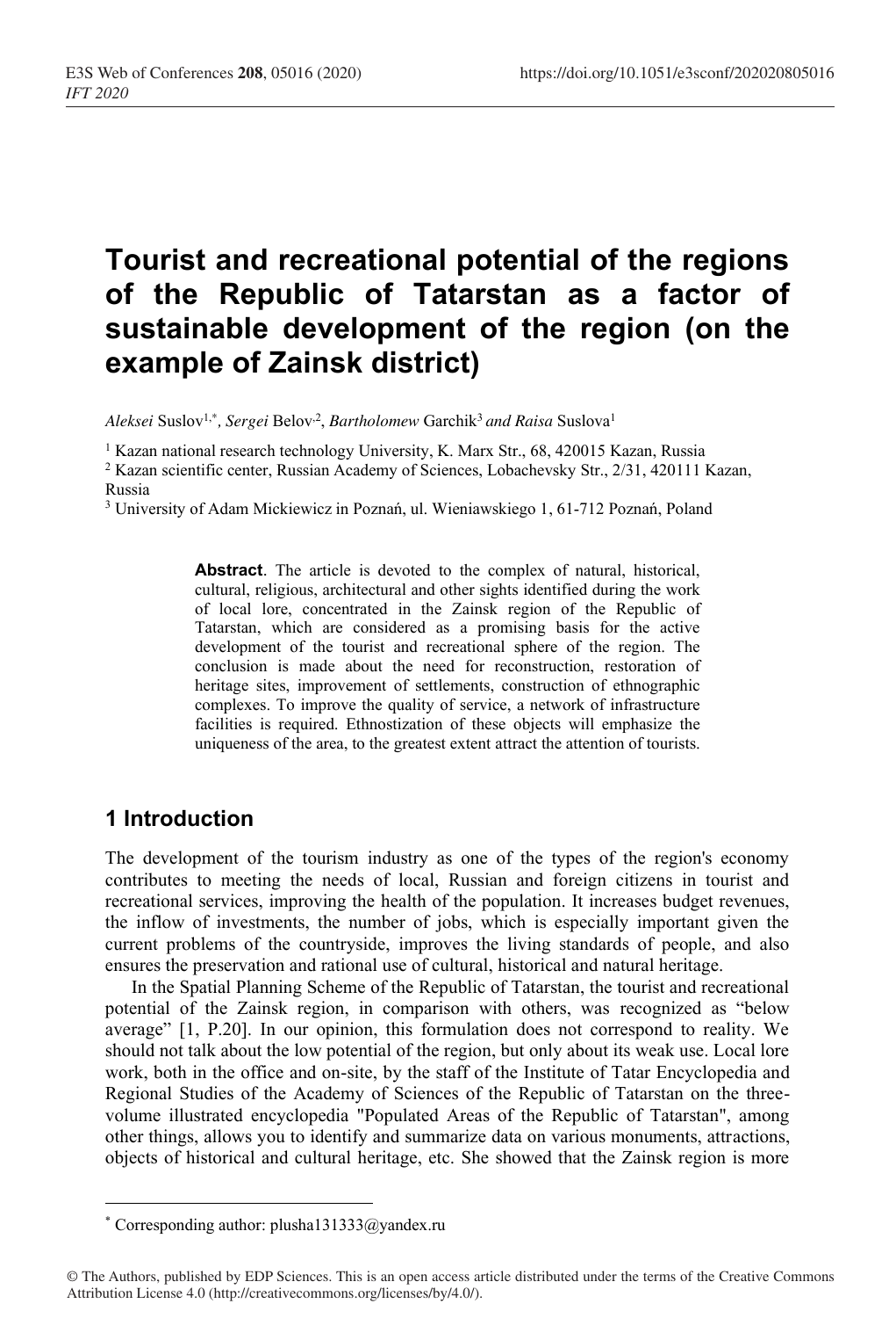# Tourist and recreational potential of the regions of the Republic of Tatarstan as a factor of sustainable development of the region (on the example of Zainsk district)

*Aleksei* Suslov[1,*], *Sergei* Belov[2], *Bartholomew* Garchik[3] *and Raisa* Suslova[1]

[1] Kazan national research technology University, K. Marx Str., 68, 420015 Kazan, Russia

[2] Kazan scientific center, Russian Academy of Sciences, Lobachevsky Str., 2/31, 420111 Kazan, Russia

[3] University of Adam Mickiewicz in Poznań, ul. Wieniawskiego 1, 61-712 Poznań, Poland

**Abstract**. The article is devoted to the complex of natural, historical, cultural, religious, architectural and other sights identified during the work of local lore, concentrated in the Zainsk region of the Republic of Tatarstan, which are considered as a promising basis for the active development of the tourist and recreational sphere of the region. The conclusion is made about the need for reconstruction, restoration of heritage sites, improvement of settlements, construction of ethnographic complexes. To improve the quality of service, a network of infrastructure facilities is required. Ethnostization of these objects will emphasize the uniqueness of the area, to the greatest extent attract the attention of tourists.

## 1 Introduction

The development of the tourism industry as one of the types of the region's economy contributes to meeting the needs of local, Russian and foreign citizens in tourist and recreational services, improving the health of the population. It increases budget revenues, the inflow of investments, the number of jobs, which is especially important given the current problems of the countryside, improves the living standards of people, and also ensures the preservation and rational use of cultural, historical and natural heritage.

In the Spatial Planning Scheme of the Republic of Tatarstan, the tourist and recreational potential of the Zainsk region, in comparison with others, was recognized as "below average" [1, P.20]. In our opinion, this formulation does not correspond to reality. We should not talk about the low potential of the region, but only about its weak use. Local lore work, both in the office and on-site, by the staff of the Institute of Tatar Encyclopedia and Regional Studies of the Academy of Sciences of the Republic of Tatarstan on the three-volume illustrated encyclopedia "Populated Areas of the Republic of Tatarstan", among other things, allows you to identify and summarize data on various monuments, attractions, objects of historical and cultural heritage, etc. She showed that the Zainsk region is more

---

* Corresponding author: plusha131333@yandex.ru

© The Authors, published by EDP Sciences. This is an open access article distributed under the terms of the Creative Commons Attribution License 4.0 (http://creativecommons.org/licenses/by/4.0/).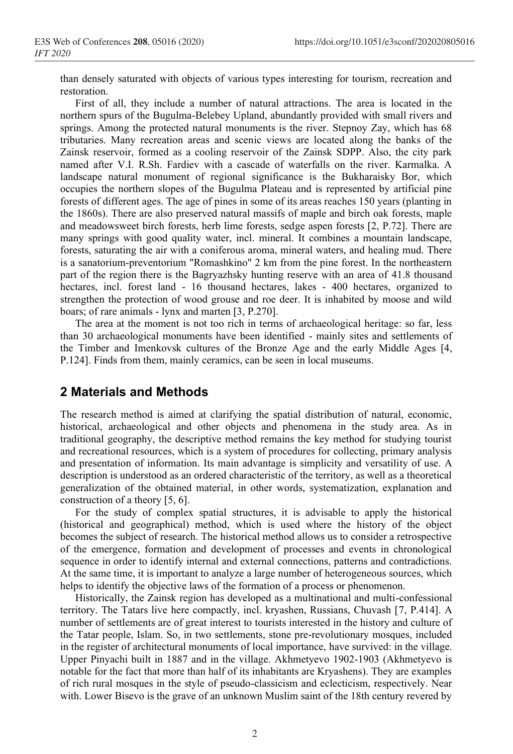than densely saturated with objects of various types interesting for tourism, recreation and restoration.

First of all, they include a number of natural attractions. The area is located in the northern spurs of the Bugulma-Belebey Upland, abundantly provided with small rivers and springs. Among the protected natural monuments is the river. Stepnoy Zay, which has 68 tributaries. Many recreation areas and scenic views are located along the banks of the Zainsk reservoir, formed as a cooling reservoir of the Zainsk SDPP. Also, the city park named after V.I. R.Sh. Fardiev with a cascade of waterfalls on the river. Karmalka. A landscape natural monument of regional significance is the Bukharaisky Bor, which occupies the northern slopes of the Bugulma Plateau and is represented by artificial pine forests of different ages. The age of pines in some of its areas reaches 150 years (planting in the 1860s). There are also preserved natural massifs of maple and birch oak forests, maple and meadowsweet birch forests, herb lime forests, sedge aspen forests [2, P.72]. There are many springs with good quality water, incl. mineral. It combines a mountain landscape, forests, saturating the air with a coniferous aroma, mineral waters, and healing mud. There is a sanatorium-preventorium "Romashkino" 2 km from the pine forest. In the northeastern part of the region there is the Bagryazhsky hunting reserve with an area of 41.8 thousand hectares, incl. forest land - 16 thousand hectares, lakes - 400 hectares, organized to strengthen the protection of wood grouse and roe deer. It is inhabited by moose and wild boars; of rare animals - lynx and marten [3, P.270].

The area at the moment is not too rich in terms of archaeological heritage: so far, less than 30 archaeological monuments have been identified - mainly sites and settlements of the Timber and Imenkovsk cultures of the Bronze Age and the early Middle Ages [4, P.124]. Finds from them, mainly ceramics, can be seen in local museums.

## 2 Materials and Methods

The research method is aimed at clarifying the spatial distribution of natural, economic, historical, archaeological and other objects and phenomena in the study area. As in traditional geography, the descriptive method remains the key method for studying tourist and recreational resources, which is a system of procedures for collecting, primary analysis and presentation of information. Its main advantage is simplicity and versatility of use. A description is understood as an ordered characteristic of the territory, as well as a theoretical generalization of the obtained material, in other words, systematization, explanation and construction of a theory [5, 6].

For the study of complex spatial structures, it is advisable to apply the historical (historical and geographical) method, which is used where the history of the object becomes the subject of research. The historical method allows us to consider a retrospective of the emergence, formation and development of processes and events in chronological sequence in order to identify internal and external connections, patterns and contradictions. At the same time, it is important to analyze a large number of heterogeneous sources, which helps to identify the objective laws of the formation of a process or phenomenon.

Historically, the Zainsk region has developed as a multinational and multi-confessional territory. The Tatars live here compactly, incl. kryashen, Russians, Chuvash [7, P.414]. A number of settlements are of great interest to tourists interested in the history and culture of the Tatar people, Islam. So, in two settlements, stone pre-revolutionary mosques, included in the register of architectural monuments of local importance, have survived: in the village. Upper Pinyachi built in 1887 and in the village. Akhmetyevo 1902-1903 (Akhmetyevo is notable for the fact that more than half of its inhabitants are Kryashens). They are examples of rich rural mosques in the style of pseudo-classicism and eclecticism, respectively. Near with. Lower Bisevo is the grave of an unknown Muslim saint of the 18th century revered by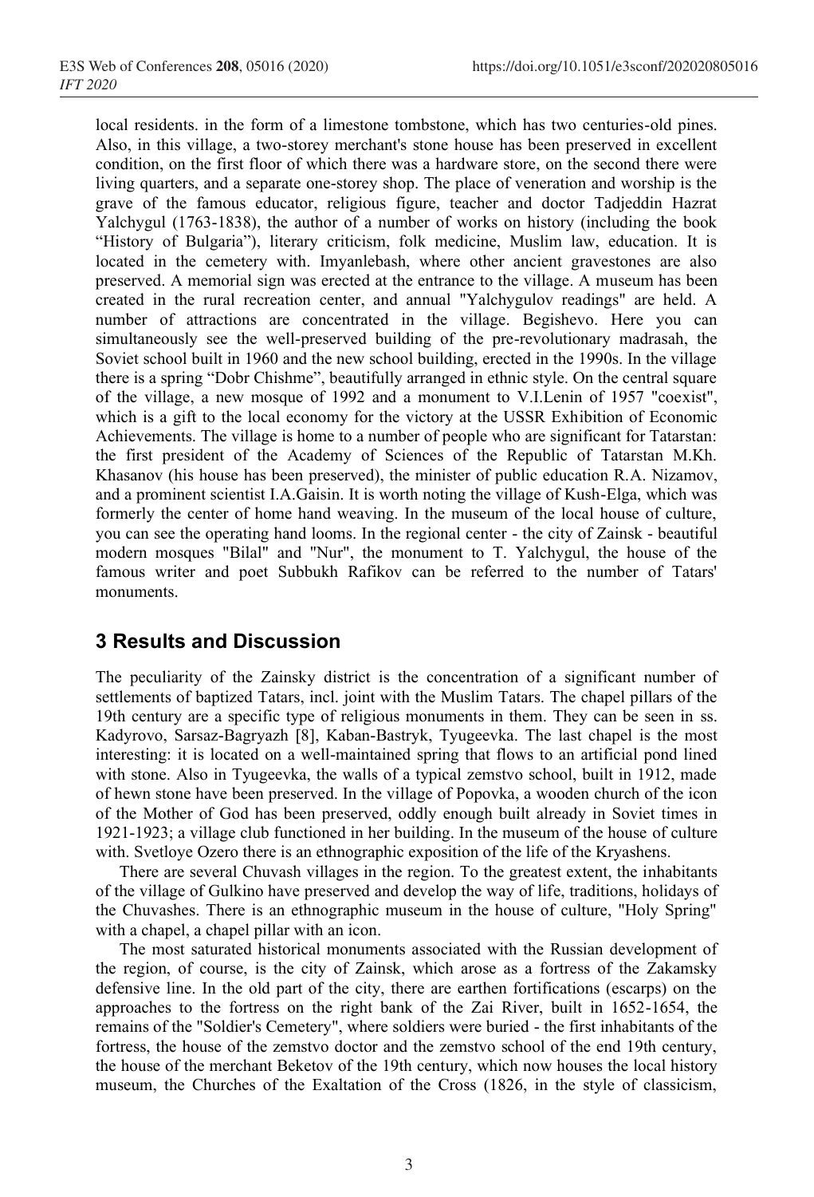local residents. in the form of a limestone tombstone, which has two centuries-old pines. Also, in this village, a two-storey merchant's stone house has been preserved in excellent condition, on the first floor of which there was a hardware store, on the second there were living quarters, and a separate one-storey shop. The place of veneration and worship is the grave of the famous educator, religious figure, teacher and doctor Tadjeddin Hazrat Yalchygul (1763-1838), the author of a number of works on history (including the book "History of Bulgaria"), literary criticism, folk medicine, Muslim law, education. It is located in the cemetery with. Imyanlebash, where other ancient gravestones are also preserved. A memorial sign was erected at the entrance to the village. A museum has been created in the rural recreation center, and annual "Yalchygulov readings" are held. A number of attractions are concentrated in the village. Begishevo. Here you can simultaneously see the well-preserved building of the pre-revolutionary madrasah, the Soviet school built in 1960 and the new school building, erected in the 1990s. In the village there is a spring "Dobr Chishme", beautifully arranged in ethnic style. On the central square of the village, a new mosque of 1992 and a monument to V.I.Lenin of 1957 "coexist", which is a gift to the local economy for the victory at the USSR Exhibition of Economic Achievements. The village is home to a number of people who are significant for Tatarstan: the first president of the Academy of Sciences of the Republic of Tatarstan M.Kh. Khasanov (his house has been preserved), the minister of public education R.A. Nizamov, and a prominent scientist I.A.Gaisin. It is worth noting the village of Kush-Elga, which was formerly the center of home hand weaving. In the museum of the local house of culture, you can see the operating hand looms. In the regional center - the city of Zainsk - beautiful modern mosques "Bilal" and "Nur", the monument to T. Yalchygul, the house of the famous writer and poet Subbukh Rafikov can be referred to the number of Tatars' monuments.

## 3 Results and Discussion

The peculiarity of the Zainsky district is the concentration of a significant number of settlements of baptized Tatars, incl. joint with the Muslim Tatars. The chapel pillars of the 19th century are a specific type of religious monuments in them. They can be seen in ss. Kadyrovo, Sarsaz-Bagryazh [8], Kaban-Bastryk, Tyugeevka. The last chapel is the most interesting: it is located on a well-maintained spring that flows to an artificial pond lined with stone. Also in Tyugeevka, the walls of a typical zemstvo school, built in 1912, made of hewn stone have been preserved. In the village of Popovka, a wooden church of the icon of the Mother of God has been preserved, oddly enough built already in Soviet times in 1921-1923; a village club functioned in her building. In the museum of the house of culture with. Svetloye Ozero there is an ethnographic exposition of the life of the Kryashens.

There are several Chuvash villages in the region. To the greatest extent, the inhabitants of the village of Gulkino have preserved and develop the way of life, traditions, holidays of the Chuvashes. There is an ethnographic museum in the house of culture, "Holy Spring" with a chapel, a chapel pillar with an icon.

The most saturated historical monuments associated with the Russian development of the region, of course, is the city of Zainsk, which arose as a fortress of the Zakamsky defensive line. In the old part of the city, there are earthen fortifications (escarps) on the approaches to the fortress on the right bank of the Zai River, built in 1652-1654, the remains of the "Soldier's Cemetery", where soldiers were buried - the first inhabitants of the fortress, the house of the zemstvo doctor and the zemstvo school of the end 19th century, the house of the merchant Beketov of the 19th century, which now houses the local history museum, the Churches of the Exaltation of the Cross (1826, in the style of classicism,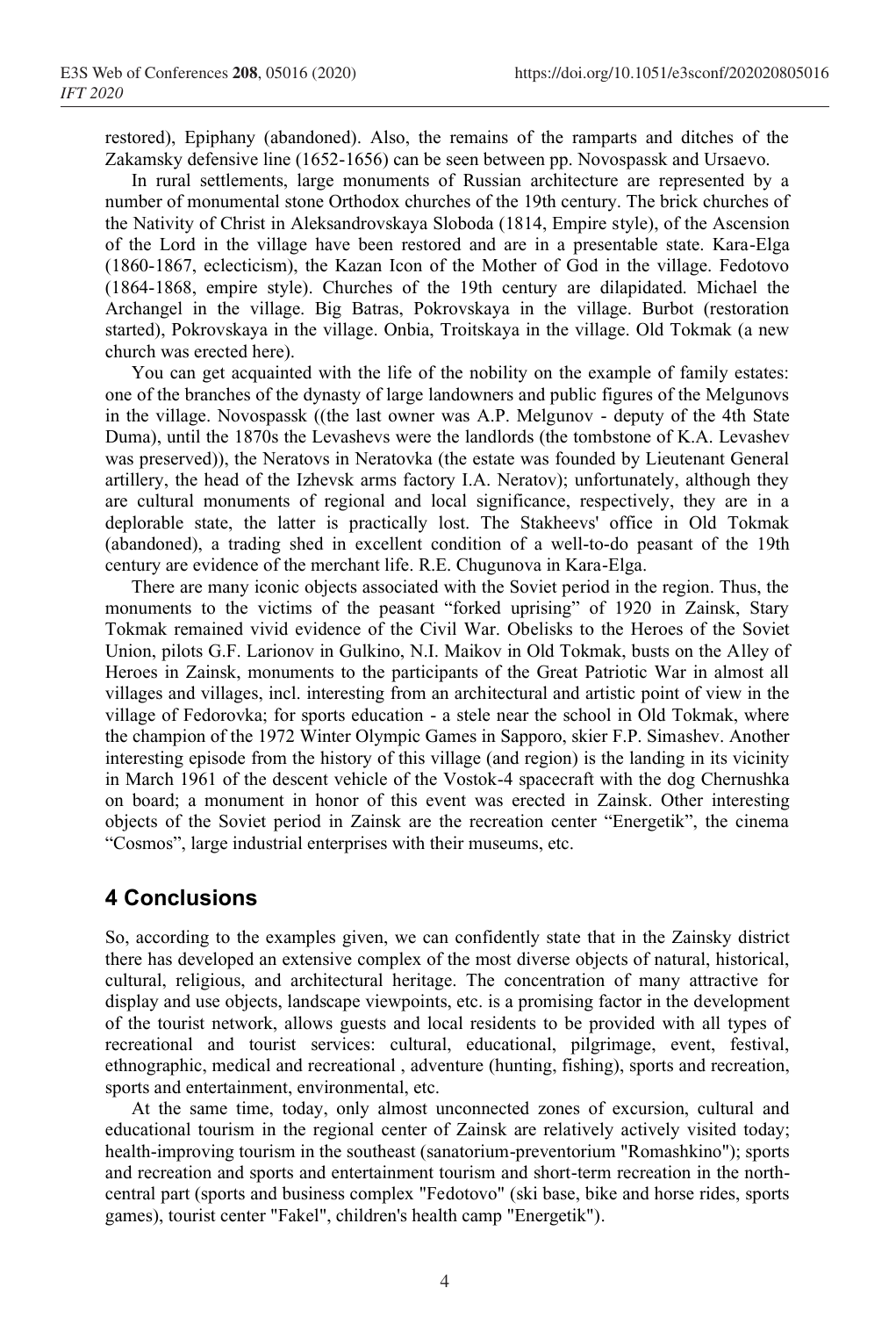restored), Epiphany (abandoned). Also, the remains of the ramparts and ditches of the Zakamsky defensive line (1652-1656) can be seen between pp. Novospassk and Ursaevo.

In rural settlements, large monuments of Russian architecture are represented by a number of monumental stone Orthodox churches of the 19th century. The brick churches of the Nativity of Christ in Aleksandrovskaya Sloboda (1814, Empire style), of the Ascension of the Lord in the village have been restored and are in a presentable state. Kara-Elga (1860-1867, eclecticism), the Kazan Icon of the Mother of God in the village. Fedotovo (1864-1868, empire style). Churches of the 19th century are dilapidated. Michael the Archangel in the village. Big Batras, Pokrovskaya in the village. Burbot (restoration started), Pokrovskaya in the village. Onbia, Troitskaya in the village. Old Tokmak (a new church was erected here).

You can get acquainted with the life of the nobility on the example of family estates: one of the branches of the dynasty of large landowners and public figures of the Melgunovs in the village. Novospassk ((the last owner was A.P. Melgunov - deputy of the 4th State Duma), until the 1870s the Levashevs were the landlords (the tombstone of K.A. Levashev was preserved)), the Neratovs in Neratovka (the estate was founded by Lieutenant General artillery, the head of the Izhevsk arms factory I.A. Neratov); unfortunately, although they are cultural monuments of regional and local significance, respectively, they are in a deplorable state, the latter is practically lost. The Stakheevs' office in Old Tokmak (abandoned), a trading shed in excellent condition of a well-to-do peasant of the 19th century are evidence of the merchant life. R.E. Chugunova in Kara-Elga.

There are many iconic objects associated with the Soviet period in the region. Thus, the monuments to the victims of the peasant “forked uprising” of 1920 in Zainsk, Stary Tokmak remained vivid evidence of the Civil War. Obelisks to the Heroes of the Soviet Union, pilots G.F. Larionov in Gulkino, N.I. Maikov in Old Tokmak, busts on the Alley of Heroes in Zainsk, monuments to the participants of the Great Patriotic War in almost all villages and villages, incl. interesting from an architectural and artistic point of view in the village of Fedorovka; for sports education - a stele near the school in Old Tokmak, where the champion of the 1972 Winter Olympic Games in Sapporo, skier F.P. Simashev. Another interesting episode from the history of this village (and region) is the landing in its vicinity in March 1961 of the descent vehicle of the Vostok-4 spacecraft with the dog Chernushka on board; a monument in honor of this event was erected in Zainsk. Other interesting objects of the Soviet period in Zainsk are the recreation center “Energetik”, the cinema “Cosmos”, large industrial enterprises with their museums, etc.

## 4 Conclusions

So, according to the examples given, we can confidently state that in the Zainsky district there has developed an extensive complex of the most diverse objects of natural, historical, cultural, religious, and architectural heritage. The concentration of many attractive for display and use objects, landscape viewpoints, etc. is a promising factor in the development of the tourist network, allows guests and local residents to be provided with all types of recreational and tourist services: cultural, educational, pilgrimage, event, festival, ethnographic, medical and recreational , adventure (hunting, fishing), sports and recreation, sports and entertainment, environmental, etc.

At the same time, today, only almost unconnected zones of excursion, cultural and educational tourism in the regional center of Zainsk are relatively actively visited today; health-improving tourism in the southeast (sanatorium-preventorium "Romashkino"); sports and recreation and sports and entertainment tourism and short-term recreation in the north-central part (sports and business complex "Fedotovo" (ski base, bike and horse rides, sports games), tourist center "Fakel", children's health camp "Energetik").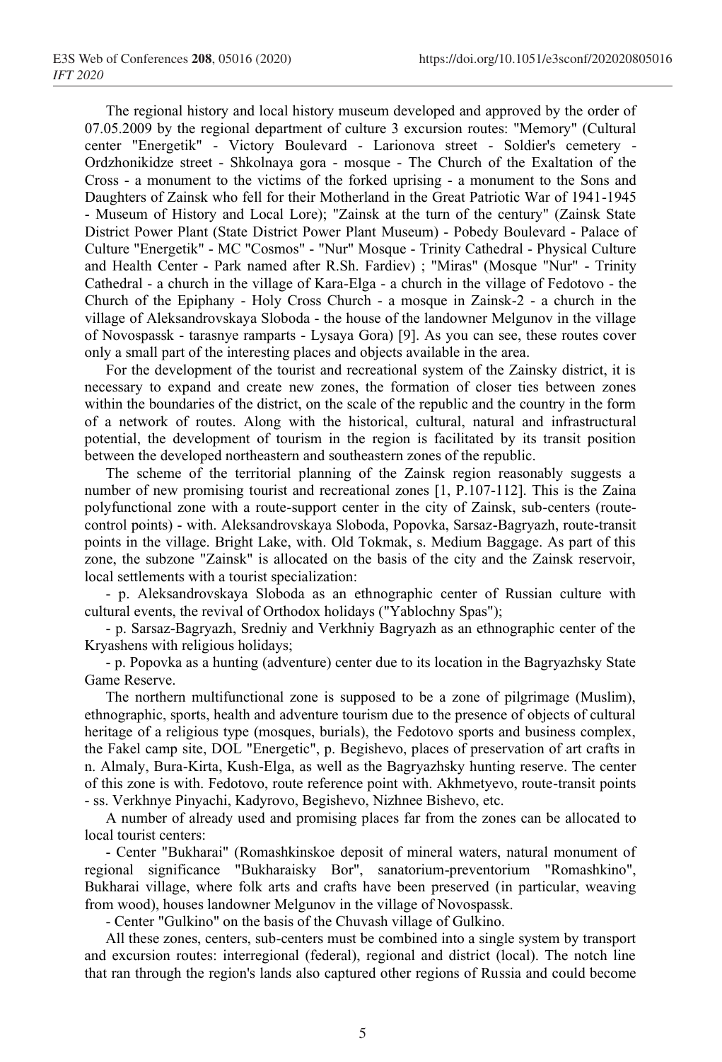The regional history and local history museum developed and approved by the order of 07.05.2009 by the regional department of culture 3 excursion routes: "Memory" (Cultural center "Energetik" - Victory Boulevard - Larionova street - Soldier's cemetery - Ordzhonikidze street - Shkolnaya gora - mosque - The Church of the Exaltation of the Cross - a monument to the victims of the forked uprising - a monument to the Sons and Daughters of Zainsk who fell for their Motherland in the Great Patriotic War of 1941-1945 - Museum of History and Local Lore); "Zainsk at the turn of the century" (Zainsk State District Power Plant (State District Power Plant Museum) - Pobedy Boulevard - Palace of Culture "Energetik" - MC "Cosmos" - "Nur" Mosque - Trinity Cathedral - Physical Culture and Health Center - Park named after R.Sh. Fardiev) ; "Miras" (Mosque "Nur" - Trinity Cathedral - a church in the village of Kara-Elga - a church in the village of Fedotovo - the Church of the Epiphany - Holy Cross Church - a mosque in Zainsk-2 - a church in the village of Aleksandrovskaya Sloboda - the house of the landowner Melgunov in the village of Novospassk - tarasnye ramparts - Lysaya Gora) [9]. As you can see, these routes cover only a small part of the interesting places and objects available in the area.

For the development of the tourist and recreational system of the Zainsky district, it is necessary to expand and create new zones, the formation of closer ties between zones within the boundaries of the district, on the scale of the republic and the country in the form of a network of routes. Along with the historical, cultural, natural and infrastructural potential, the development of tourism in the region is facilitated by its transit position between the developed northeastern and southeastern zones of the republic.

The scheme of the territorial planning of the Zainsk region reasonably suggests a number of new promising tourist and recreational zones [1, P.107-112]. This is the Zaina polyfunctional zone with a route-support center in the city of Zainsk, sub-centers (route-control points) - with. Aleksandrovskaya Sloboda, Popovka, Sarsaz-Bagryazh, route-transit points in the village. Bright Lake, with. Old Tokmak, s. Medium Baggage. As part of this zone, the subzone "Zainsk" is allocated on the basis of the city and the Zainsk reservoir, local settlements with a tourist specialization:

- p. Aleksandrovskaya Sloboda as an ethnographic center of Russian culture with cultural events, the revival of Orthodox holidays ("Yablochny Spas");
- p. Sarsaz-Bagryazh, Sredniy and Verkhniy Bagryazh as an ethnographic center of the Kryashens with religious holidays;
- p. Popovka as a hunting (adventure) center due to its location in the Bagryazhsky State Game Reserve.

The northern multifunctional zone is supposed to be a zone of pilgrimage (Muslim), ethnographic, sports, health and adventure tourism due to the presence of objects of cultural heritage of a religious type (mosques, burials), the Fedotovo sports and business complex, the Fakel camp site, DOL "Energetic", p. Begishevo, places of preservation of art crafts in n. Almaly, Bura-Kirta, Kush-Elga, as well as the Bagryazhsky hunting reserve. The center of this zone is with. Fedotovo, route reference point with. Akhmetyevo, route-transit points - ss. Verkhnye Pinyachi, Kadyrovo, Begishevo, Nizhnee Bishevo, etc.

A number of already used and promising places far from the zones can be allocated to local tourist centers:

- Center "Bukharai" (Romashkinskoe deposit of mineral waters, natural monument of regional significance "Bukharaisky Bor", sanatorium-preventorium "Romashkino", Bukharai village, where folk arts and crafts have been preserved (in particular, weaving from wood), houses landowner Melgunov in the village of Novospassk.
- Center "Gulkino" on the basis of the Chuvash village of Gulkino.

All these zones, centers, sub-centers must be combined into a single system by transport and excursion routes: interregional (federal), regional and district (local). The notch line that ran through the region's lands also captured other regions of Russia and could become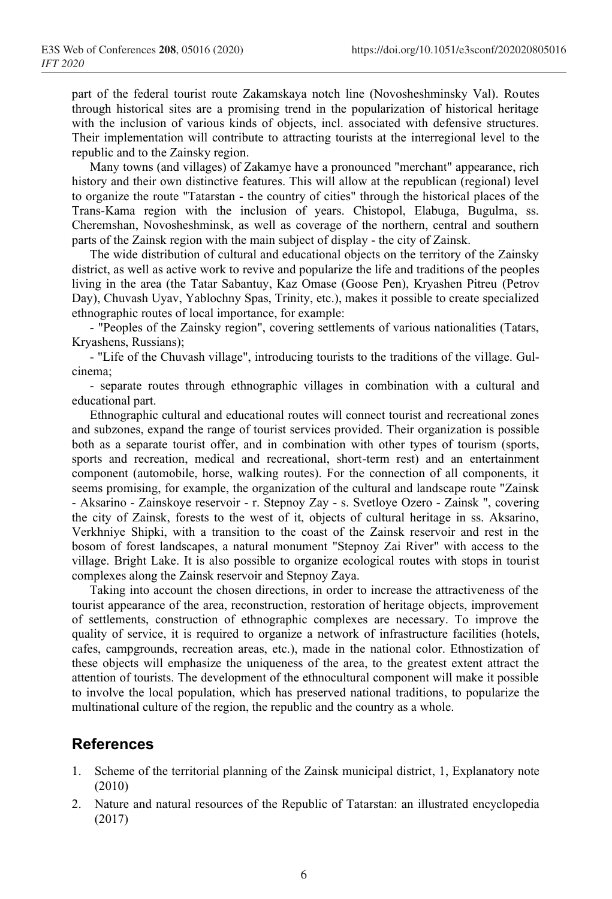part of the federal tourist route Zakamskaya notch line (Novosheshminsky Val). Routes through historical sites are a promising trend in the popularization of historical heritage with the inclusion of various kinds of objects, incl. associated with defensive structures. Their implementation will contribute to attracting tourists at the interregional level to the republic and to the Zainsky region.

Many towns (and villages) of Zakamye have a pronounced "merchant" appearance, rich history and their own distinctive features. This will allow at the republican (regional) level to organize the route "Tatarstan - the country of cities" through the historical places of the Trans-Kama region with the inclusion of years. Chistopol, Elabuga, Bugulma, ss. Cheremshan, Novosheshminsk, as well as coverage of the northern, central and southern parts of the Zainsk region with the main subject of display - the city of Zainsk.

The wide distribution of cultural and educational objects on the territory of the Zainsky district, as well as active work to revive and popularize the life and traditions of the peoples living in the area (the Tatar Sabantuy, Kaz Omase (Goose Pen), Kryashen Pitreu (Petrov Day), Chuvash Uyav, Yablochny Spas, Trinity, etc.), makes it possible to create specialized ethnographic routes of local importance, for example:

- "Peoples of the Zainsky region", covering settlements of various nationalities (Tatars, Kryashens, Russians);
- "Life of the Chuvash village", introducing tourists to the traditions of the village. Gul-cinema;
- separate routes through ethnographic villages in combination with a cultural and educational part.

Ethnographic cultural and educational routes will connect tourist and recreational zones and subzones, expand the range of tourist services provided. Their organization is possible both as a separate tourist offer, and in combination with other types of tourism (sports, sports and recreation, medical and recreational, short-term rest) and an entertainment component (automobile, horse, walking routes). For the connection of all components, it seems promising, for example, the organization of the cultural and landscape route "Zainsk - Aksarino - Zainskoye reservoir - r. Stepnoy Zay - s. Svetloye Ozero - Zainsk ", covering the city of Zainsk, forests to the west of it, objects of cultural heritage in ss. Aksarino, Verkhniye Shipki, with a transition to the coast of the Zainsk reservoir and rest in the bosom of forest landscapes, a natural monument "Stepnoy Zai River" with access to the village. Bright Lake. It is also possible to organize ecological routes with stops in tourist complexes along the Zainsk reservoir and Stepnoy Zaya.

Taking into account the chosen directions, in order to increase the attractiveness of the tourist appearance of the area, reconstruction, restoration of heritage objects, improvement of settlements, construction of ethnographic complexes are necessary. To improve the quality of service, it is required to organize a network of infrastructure facilities (hotels, cafes, campgrounds, recreation areas, etc.), made in the national color. Ethnostization of these objects will emphasize the uniqueness of the area, to the greatest extent attract the attention of tourists. The development of the ethnocultural component will make it possible to involve the local population, which has preserved national traditions, to popularize the multinational culture of the region, the republic and the country as a whole.

## References

1. Scheme of the territorial planning of the Zainsk municipal district, 1, Explanatory note (2010)
2. Nature and natural resources of the Republic of Tatarstan: an illustrated encyclopedia (2017)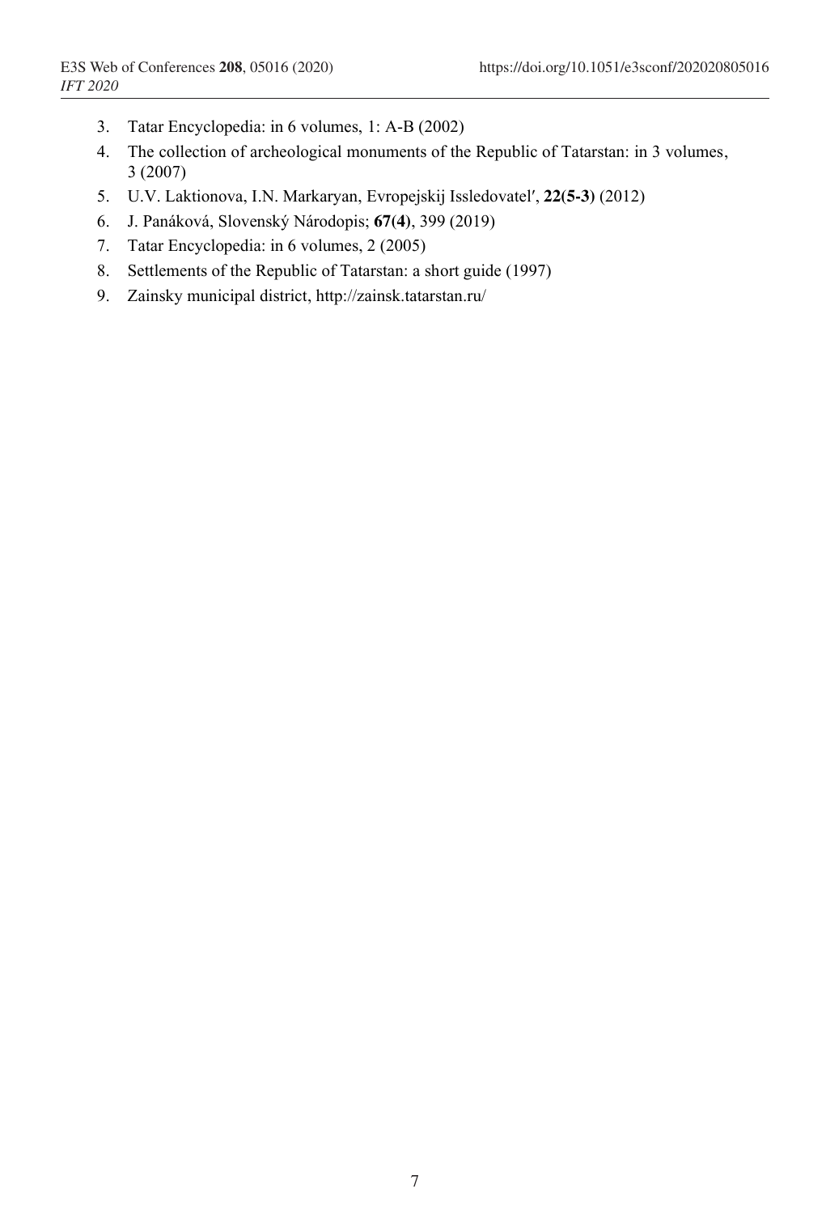3. Tatar Encyclopedia: in 6 volumes, 1: A-B (2002)
4. The collection of archeological monuments of the Republic of Tatarstan: in 3 volumes, 3 (2007)
5. U.V. Laktionova, I.N. Markaryan, Evropejskij Issledovatel′, **22(5-3)** (2012)
6. J. Panáková, Slovenský Národopis; **67(4)**, 399 (2019)
7. Tatar Encyclopedia: in 6 volumes, 2 (2005)
8. Settlements of the Republic of Tatarstan: a short guide (1997)
9. Zainsky municipal district, http://zainsk.tatarstan.ru/